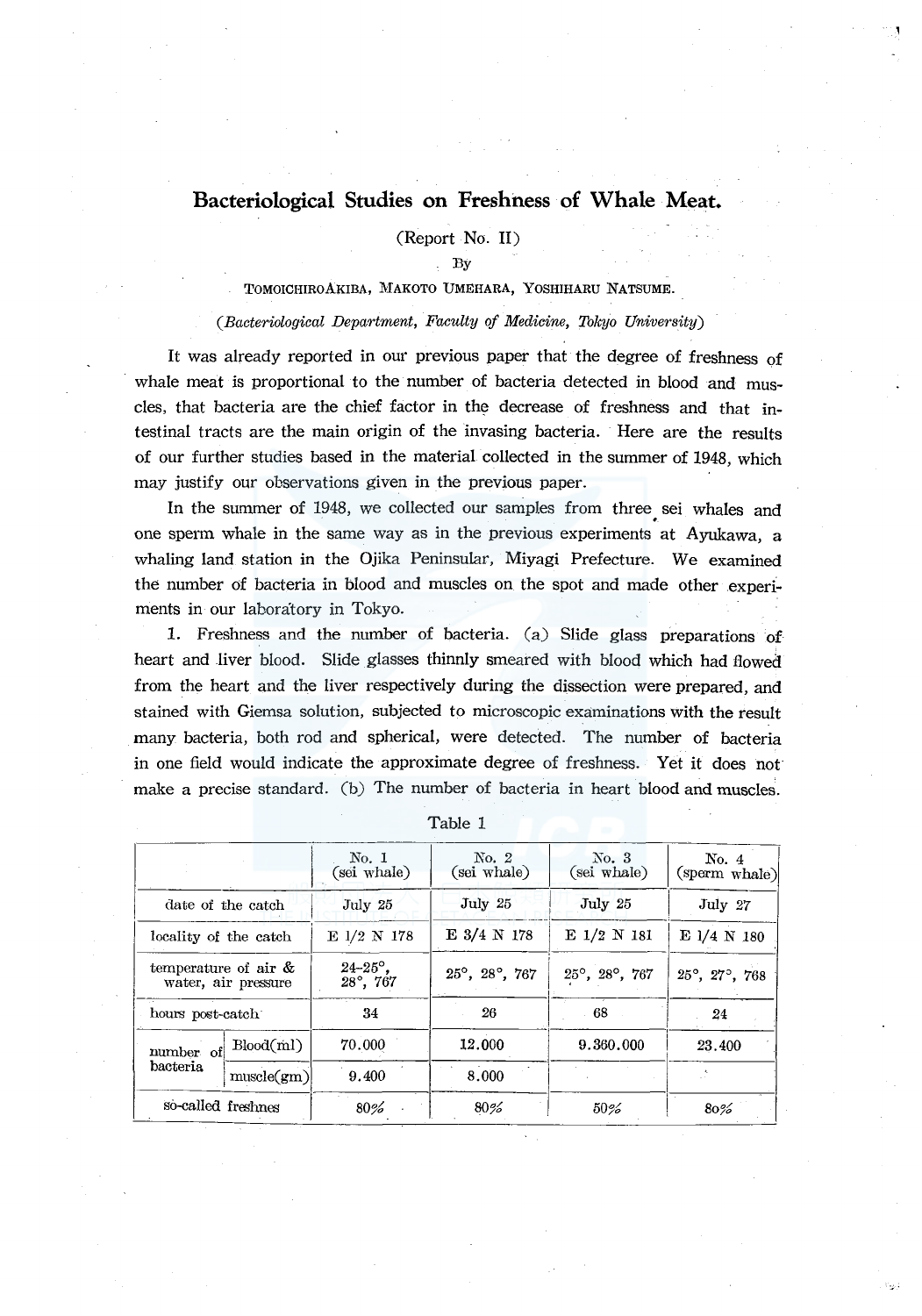# Bacteriological Studies on Freshness of Whale Meat.

(Report No. II)

By

TOMOICHIRO AKIBA, MAKOTO UMEHARA, YOSHIHARU NATSUME.

*(Bacteriological Department, Faculty of Medicine, Tokyo University)*

It was already reported in our previous paper that the degree of freshness of whale meat is proportional to the number of bacteria detected in blood and muscles, that bacteria are the chief factor in the decrease of freshness and that intestinal tracts are the main origin of the invasing bacteria. Here are the results of our further studies based in the material collected in the summer of 1948, which may justify our observations given in the previous paper.

In the summer of 1948, we collected our samples from three sei whales and one sperm whale in the same way as in the previous experiments at Ayukawa, a whaling land station in the Ojika Peninsular, Miyagi Prefecture. We examined the number of bacteria in blood and muscles on the spot and made other experiments in our laboratory in Tokyo.

1. Freshness and the number of bacteria. (a) Slide glass preparations of heart and liver blood. Slide glasses thinnly smeared with blood which had flowed from the heart and the liver respectively during the dissection were prepared, and stained with Giemsa solution, subjected to microscopic examinations with the result many bacteria, both rod and spherical, were detected. The number of bacteria in one field would indicate the approximate degree of freshness. Yet it does not make a precise standard. (b) The number of bacteria in heart blood and muscles.

Table 1

| | | No. 1 (sei whale) | No. 2 (sei whale) | No. 3 (sei whale) | No. 4 (sperm whale) |
|---|---|---|---|---|---|
| date of the catch | | July 25 | July 25 | July 25 | July 27 |
| locality of the catch | | E 1/2 N 178 | E 3/4 N 178 | E 1/2 N 181 | E 1/4 N 180 |
| temperature of air & water, air pressure | | 24–25°, 28°, 767 | 25°, 28°, 767 | 25°, 28°, 767 | 25°, 27°, 768 |
| hours post-catch | | 34 | 26 | 68 | 24 |
| number of bacteria | Blood(ml) | 70.000 | 12.000 | 9.360.000 | 23.400 |
| | muscle(gm) | 9.400 | 8.000 | | |
| so-called freshnes | | 80% | 80% | 50% | 80% |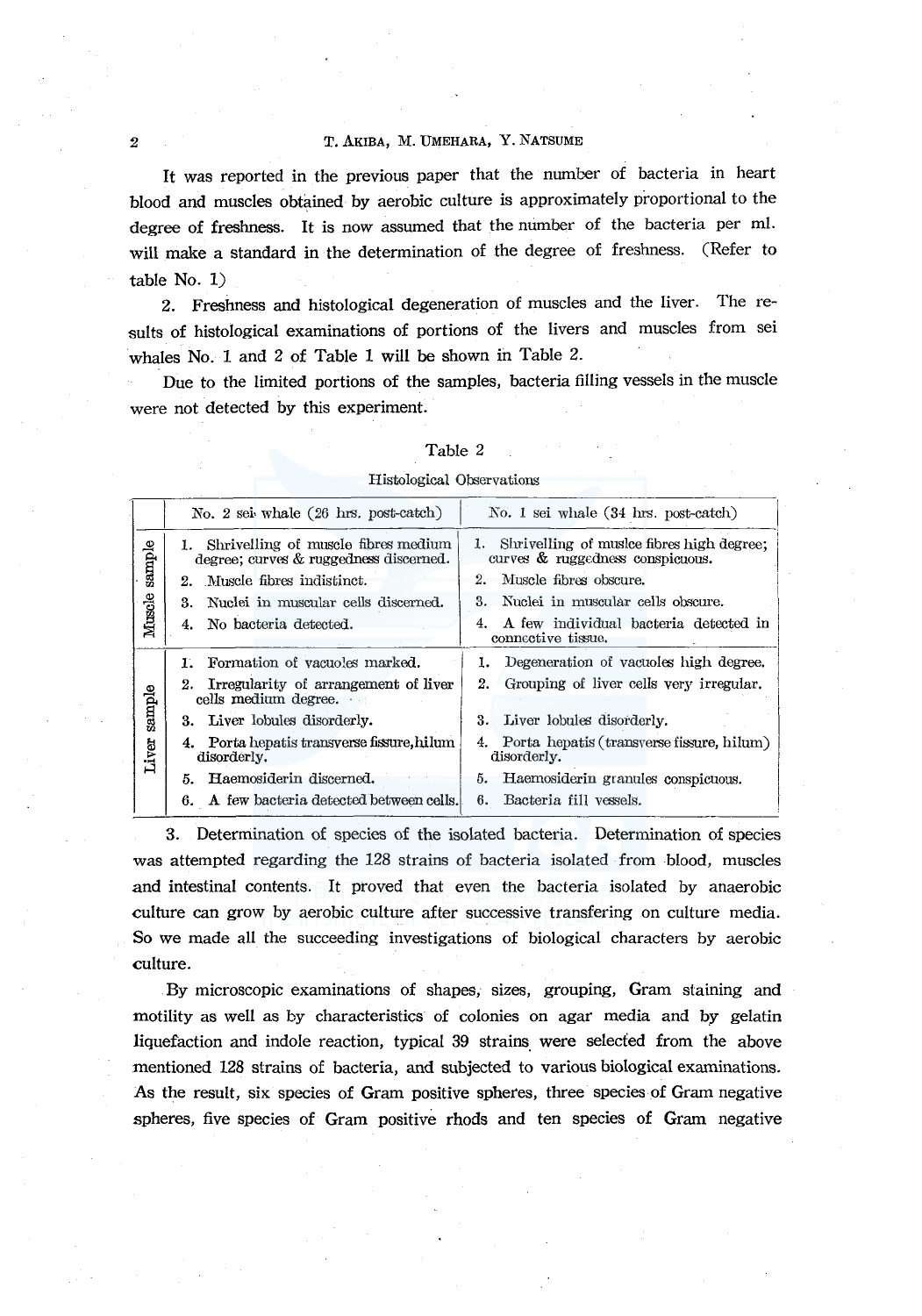It was reported in the previous paper that the number of bacteria in heart blood and muscles obtained by aerobic culture is approximately proportional to the degree of freshness. It is now assumed that the number of the bacteria per ml. will make a standard in the determination of the degree of freshness. (Refer to table No. 1)

2. Freshness and histological degeneration of muscles and the liver. The results of histological examinations of portions of the livers and muscles from sei whales No. 1 and 2 of Table 1 will be shown in Table 2.

Due to the limited portions of the samples, bacteria filling vessels in the muscle were not detected by this experiment.

Table 2

Histological Observations

| | No. 2 sei whale (26 hrs. post-catch) | No. 1 sei whale (34 hrs. post-catch) |
|---|---|---|
| Muscle sample | 1. Shrivelling of muscle fibres medium degree; curves & ruggedness discerned. | 1. Shrivelling of muslce fibres high degree; curves & ruggedness conspicuous. |
| | 2. Muscle fibres indistinct. | 2. Muscle fibres obscure. |
| | 3. Nuclei in muscular cells discerned. | 3. Nuclei in muscular cells obscure. |
| | 4. No bacteria detected. | 4. A few individual bacteria detected in connective tissue. |
| Liver sample | 1. Formation of vacuoles marked. | 1. Degeneration of vacuoles high degree. |
| | 2. Irregularity of arrangement of liver cells medium degree. | 2. Grouping of liver cells very irregular. |
| | 3. Liver lobules disorderly. | 3. Liver lobules disorderly. |
| | 4. Porta hepatis transverse fissure, hilum disorderly. | 4. Porta hepatis (transverse fissure, hilum) disorderly. |
| | 5. Haemosiderin discerned. | 5. Haemosiderin granules conspicuous. |
| | 6. A few bacteria detected between cells. | 6. Bacteria fill vessels. |

3. Determination of species of the isolated bacteria. Determination of species was attempted regarding the 128 strains of bacteria isolated from blood, muscles and intestinal contents. It proved that even the bacteria isolated by anaerobic culture can grow by aerobic culture after successive transfering on culture media. So we made all the succeeding investigations of biological characters by aerobic culture.

By microscopic examinations of shapes, sizes, grouping, Gram staining and motility as well as by characteristics of colonies on agar media and by gelatin liquefaction and indole reaction, typical 39 strains were selected from the above mentioned 128 strains of bacteria, and subjected to various biological examinations. As the result, six species of Gram positive spheres, three species of Gram negative spheres, five species of Gram positive rhods and ten species of Gram negative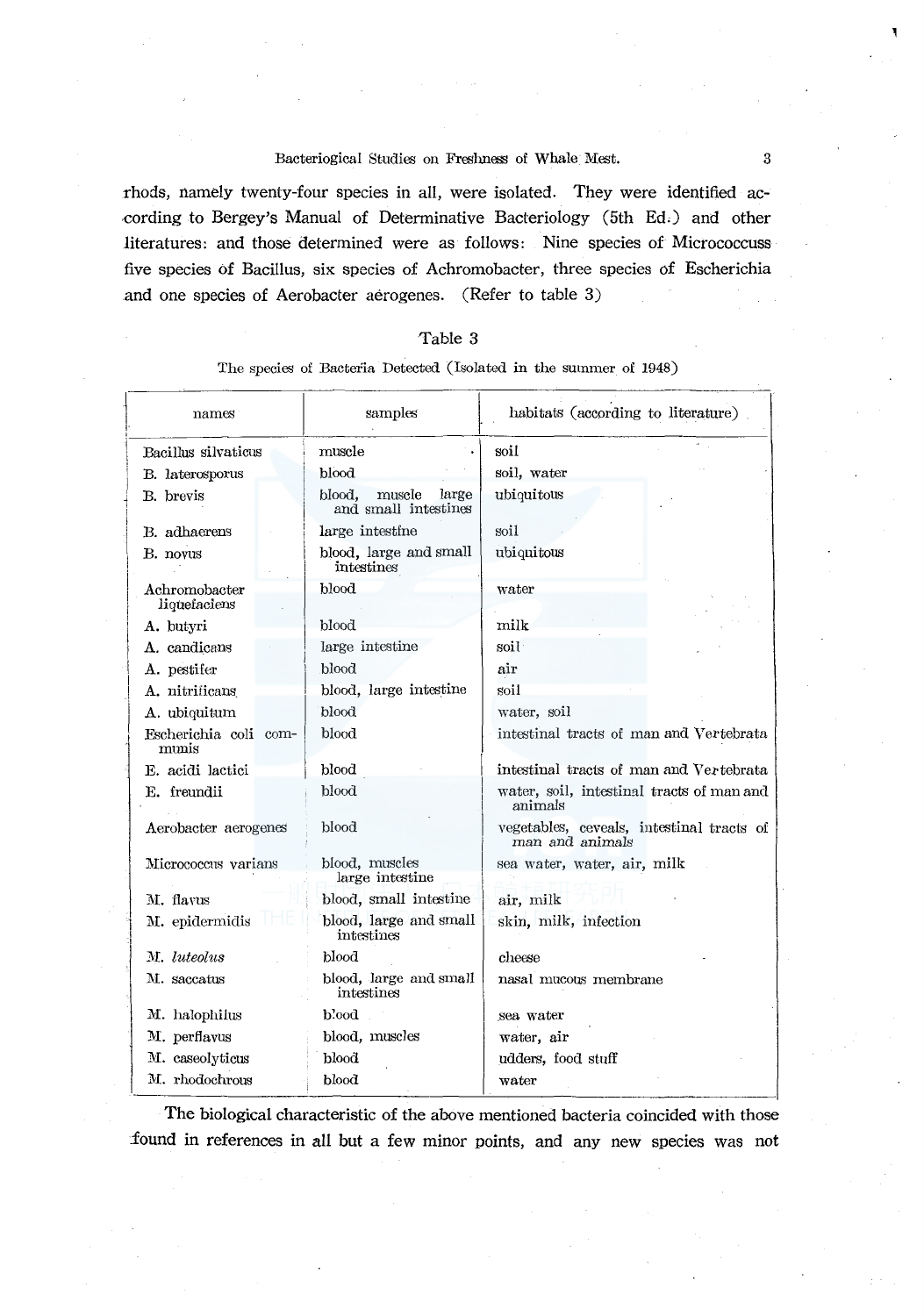rhods, namely twenty-four species in all, were isolated. They were identified according to Bergey's Manual of Determinative Bacteriology (5th Ed.) and other literatures: and those determined were as follows: Nine species of Micrococcuss five species of Bacillus, six species of Achromobacter, three species of Escherichia and one species of Aerobacter aërogenes. (Refer to table 3)

Table 3

The species of Bacteria Detected (Isolated in the summer of 1948)

| names | samples | habitats (according to literature) |
|---|---|---|
| Bacillus silvaticus | muscle | soil |
| B. laterosporus | blood | soil, water |
| B. brevis | blood, muscle large and small intestines | ubiquitous |
| B. adhaerens | large intestine | soil |
| B. novus | blood, large and small intestines | ubiquitous |
| Achromobacter liquefaciens | blood | water |
| A. butyri | blood | milk |
| A. candicans | large intestine | soil |
| A. pestifer | blood | air |
| A. nitrificans | blood, large intestine | soil |
| A. ubiquitum | blood | water, soil |
| Escherichia coli communis | blood | intestinal tracts of man and Vertebrata |
| E. acidi lactici | blood | intestinal tracts of man and Vertebrata |
| E. freundii | blood | water, soil, intestinal tracts of man and animals |
| Aerobacter aerogenes | blood | vegetables, ceveals, intestinal tracts of man and animals |
| Micrococcus varians | blood, muscles large intestine | sea water, water, air, milk |
| M. flavus | blood, small intestine | air, milk |
| M. epidermidis | blood, large and small intestines | skin, milk, infection |
| M. *luteolus* | blood | cheese |
| M. saccatus | blood, large and small intestines | nasal mucous membrane |
| M. halophilus | blood | sea water |
| M. perflavus | blood, muscles | water, air |
| M. caseolyticus | blood | udders, food stuff |
| M. rhodochrous | blood | water |

The biological characteristic of the above mentioned bacteria coincided with those found in references in all but a few minor points, and any new species was not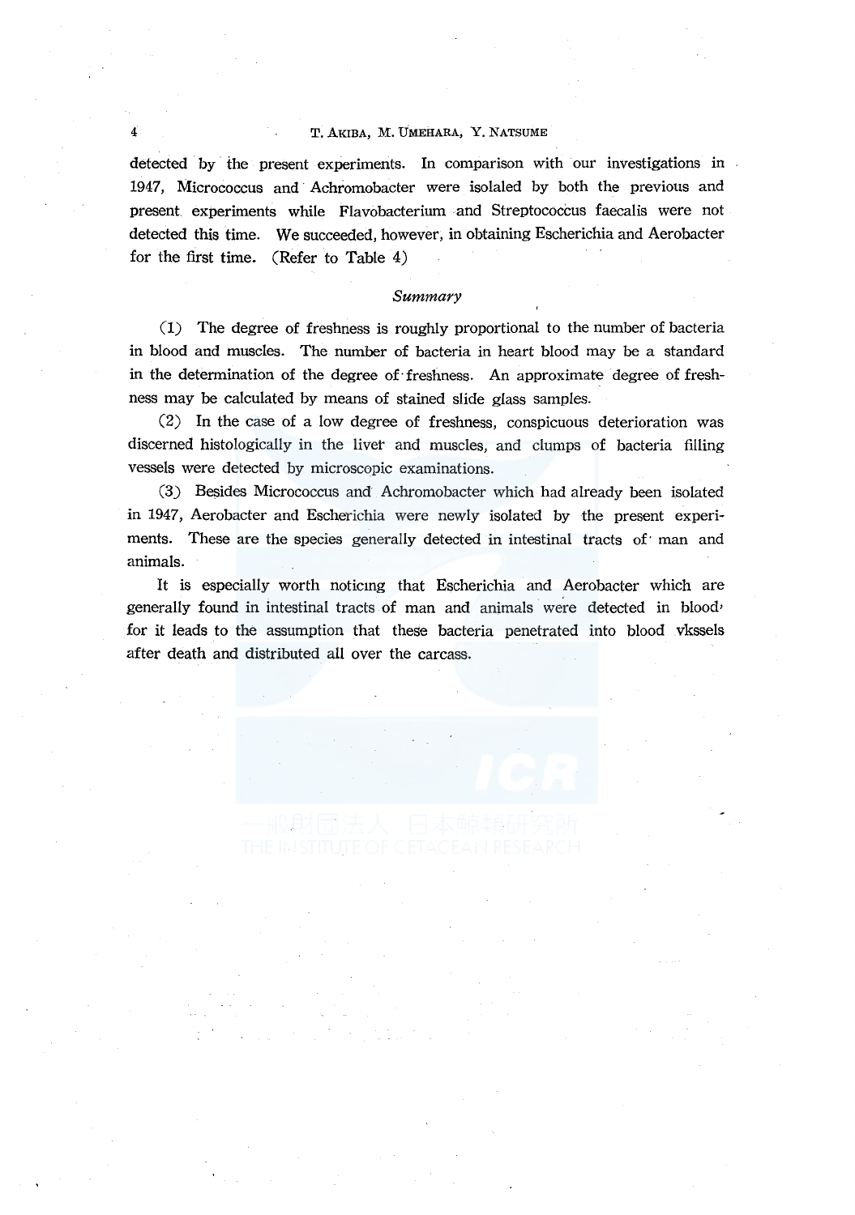detected by the present experiments. In comparison with our investigations in 1947, Micrococcus and Achromobacter were isolaled by both the previous and present experiments while Flavobacterium and Streptococcus faecalis were not detected this time. We succeeded, however, in obtaining Escherichia and Aerobacter for the first time. (Refer to Table 4)

## *Summary*

(1) The degree of freshness is roughly proportional to the number of bacteria in blood and muscles. The number of bacteria in heart blood may be a standard in the determination of the degree of freshness. An approximate degree of freshness may be calculated by means of stained slide glass samples.

(2) In the case of a low degree of freshness, conspicuous deterioration was discerned histologically in the liver and muscles, and clumps of bacteria filling vessels were detected by microscopic examinations.

(3) Besides Micrococcus and Achromobacter which had already been isolated in 1947, Aerobacter and Escherichia were newly isolated by the present experiments. These are the species generally detected in intestinal tracts of man and animals.

It is especially worth noticing that Escherichia and Aerobacter which are generally found in intestinal tracts of man and animals were detected in blood, for it leads to the assumption that these bacteria penetrated into blood vkssels after death and distributed all over the carcass.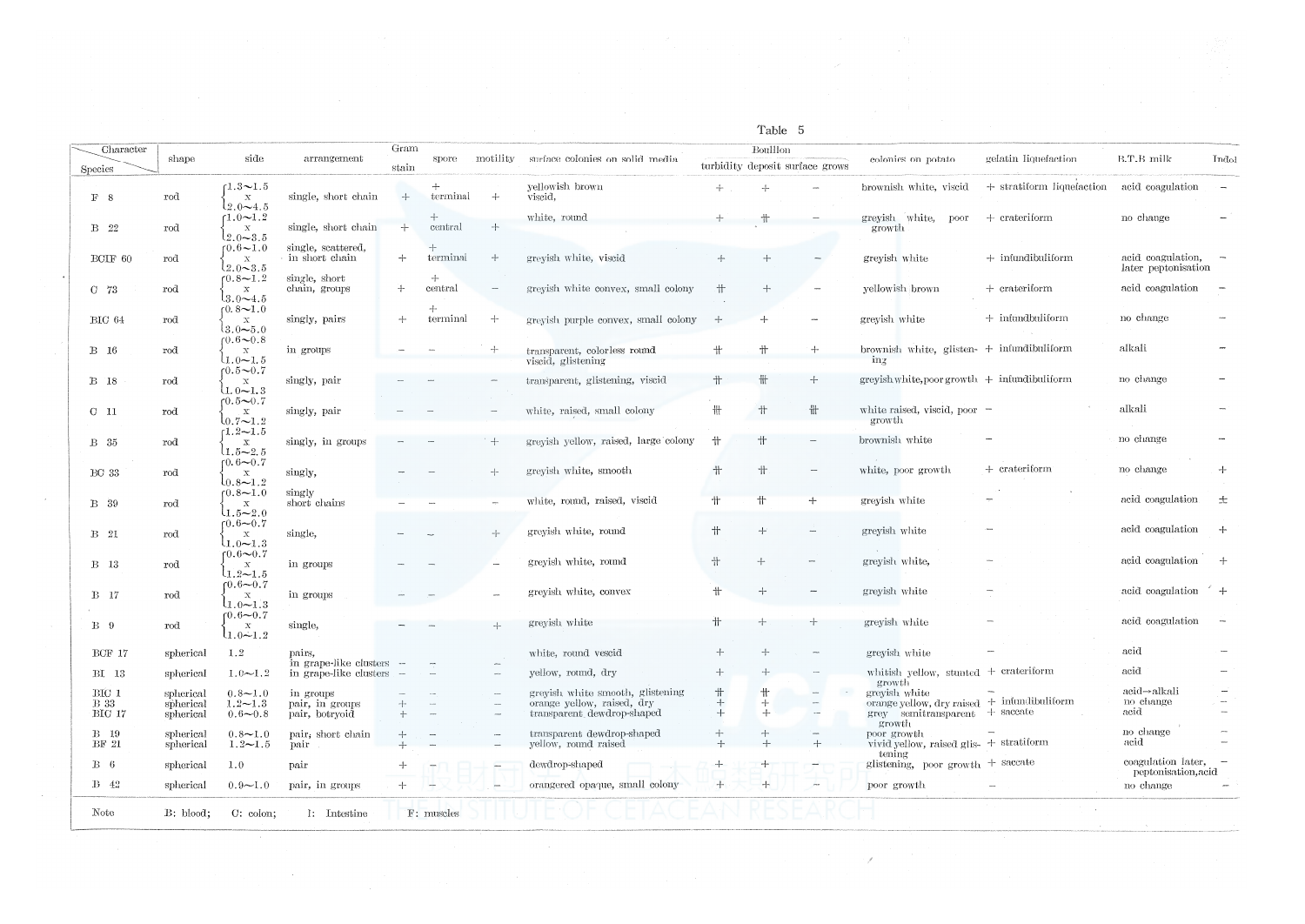Table 5

| Species \ Character | shape | side | arrangement | Gram stain | spore | motility | surface colonies on solid media | Boullion turbidity | Boullion deposit | Boullion surface grows | colonies on potato | gelatin liquefaction | B.T.B milk | Indol |
|---|---|---|---|---|---|---|---|---|---|---|---|---|---|---|
| F 8 | rod | 1.3~1.5 x 2.0~4.5 | single, short chain | + | + terminal | + | yellowish brown viscid, | + | + | − | brownish white, viscid | + stratiform liquefaction | acid coagulation | − |
| B 22 | rod | 1.0~1.2 x 2.0~3.5 | single, short chain | + | + central | + | white, round | + | ⧺ | − | greyish white, poor growth | + crateriform | no change | − |
| BCIF 60 | rod | 0.6~1.0 x 2.0~3.5 | single, scattered, in short chain | + | + terminal | + | greyish white, viscid | + | + | − | greyish white | + infundibuliform | acid coagulation, later peptonisation | − |
| C 73 | rod | 0.8~1.2 x 3.0~4.5 | single, short chain, groups | + | + central | − | greyish white convex, small colony | ⧺ | + | − | yellowish brown | + crateriform | acid coagulation | − |
| BIC 64 | rod | 0.8~1.0 x 3.0~5.0 | singly, pairs | + | + terminal | + | greyish purple convex, small colony | + | + | − | greyish white | + infundbuliform | no change | − |
| B 16 | rod | 0.6~0.8 x 1.0~1.5 | in groups | − | − | + | transparent, colorless round viscid, glistening | ⧺ | ⧺ | + | brownish white, glistening | + infundibuliform | alkali | − |
| B 18 | rod | 0.5~0.7 x 1.0~1.3 | singly, pair | − | − | − | transparent, glistening, viscid | ⧺ | ⧻ | + | greyish white, poor growth | + infundibuliform | no change | − |
| C 11 | rod | 0.5~0.7 x 0.7~1.2 | singly, pair | − | − | − | white, raised, small colony | ⧻ | ⧺ | ⧻ | white raised, viscid, poor growth | − | alkali | − |
| B 35 | rod | 1.2~1.5 x 1.5~2.5 | singly, in groups | − | − | + | greyish yellow, raised, large colony | ⧺ | ⧺ | − | brownish white | − | no change | − |
| BC 33 | rod | 0.6~0.7 x 0.8~1.2 | singly, | − | − | + | greyish white, smooth | ⧺ | ⧺ | − | white, poor growth | + crateriform | no change | + |
| B 39 | rod | 0.8~1.0 x 1.5~2.0 | singly short chains | − | − | − | white, round, raised, viscid | ⧺ | ⧺ | + | greyish white | − | acid coagulation | ± |
| B 21 | rod | 0.6~0.7 x 1.0~1.3 | single, | − | − | + | greyish white, round | ⧺ | + | − | greyish white | − | acid coagulation | + |
| B 13 | rod | 0.6~0.7 x 1.2~1.5 | in groups | − | − | − | greyish white, round | ⧺ | + | − | greyish white, | − | acid coagulation | + |
| B 17 | rod | 0.6~0.7 x 1.0~1.3 | in groups | − | − | − | greyish white, convex | ⧺ | + | − | greyish white | − | acid coagulation | + |
| B 9 | rod | 0.6~0.7 x 1.0~1.2 | single, | − | − | + | greyish white | ⧺ | + | + | greyish white | − | acid coagulation | − |
| BCF 17 | spherical | 1.2 | pairs, in grape-like clusters | − | | − | white, round vescid | + | + | − | greyish white | − | acid | − |
| BI 13 | spherical | 1.0~1.2 | in grape-like clusters | − | − | − | yellow, round, dry | + | + | − | whitish yellow, stunted growth | + crateriform | acid | − |
| BIC 1 | spherical | 0.8~1.0 | in groups | − | − | − | greyish white smooth, glistening | ⧺ | ⧺ | − | greyish white | − | acid→alkali | − |
| B 33 | spherical | 1.2~1.3 | pair, in groups | + | − | − | orange yellow, raised, dry | + | + | − | orange yellow, dry raised | + infundibuliform | no change | − |
| BIC 17 | spherical | 0.6~0.8 | pair, botryoid | + | − | − | transparent dewdrop-shaped | + | + | − | grey semitransparent growth | + saccate | acid | − |
| B 19 | spherical | 0.8~1.0 | pair, short chain | + | − | − | transparent dewdrop-shaped | + | + | − | poor growth | − | no change | − |
| BF 21 | spherical | 1.2~1.5 | pair | + | − | − | yellow, round raised | + | + | + | vivid yellow, raised glistening | + stratiform | acid | − |
| B 6 | spherical | 1.0 | pair | + | − | − | dewdrop-shaped | + | + | − | glistening, poor growth | + saccate | coagulation later, peptonisation, acid | − |
| B 42 | spherical | 0.9~1.0 | pair, in groups | + | − | − | orangered opaque, small colony | + | + | − | poor growth | − | no change | − |

Note B: blood; C: colon; I: Intestine F: muscles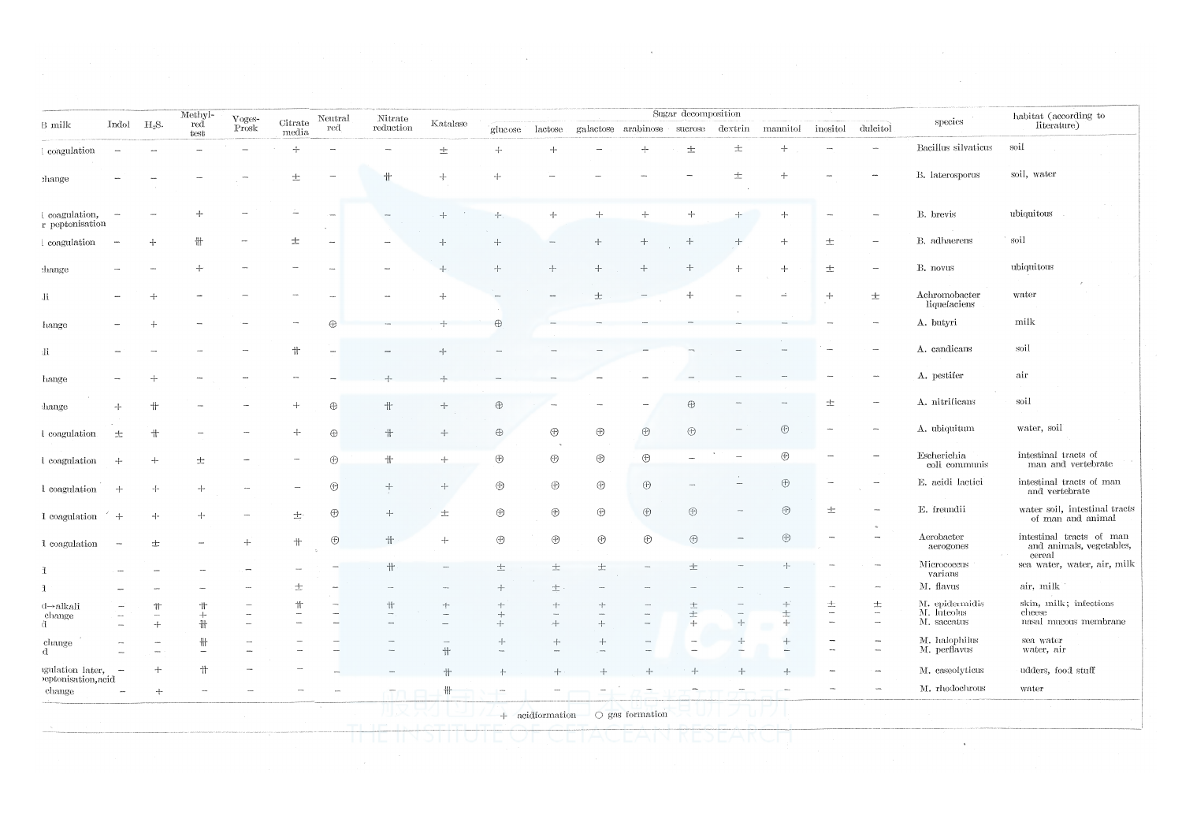| B milk | Indol | $H_2S$ | Methyl-red test | Voges-Prosk | Citrate media | Neutral red | Nitrate reduction | Katalase | Sugar decomposition | | | | | | | | | species | habitat (according to literature) |
|---|---|---|---|---|---|---|---|---|---|---|---|---|---|---|---|---|---|---|---|
| | | | | | | | | | glucose | lactose | galactose | arabinose | sucrose | dextrin | mannitol | inositol | dulcitol | | |
| l coagulation | − | − | − | − | + | − | − | ± | + | + | − | + | ± | ± | + | − | − | Bacillus silvaticus | soil |
| change | − | − | − | − | ± | − | ++ | + | + | − | − | − | − | ± | + | − | − | B. laterosporus | soil, water |
| l coagulation, r peptonisation | − | − | + | − | − | − | − | + | + | + | + | + | + | + | + | − | − | B. brevis | ubiquitous |
| l coagulation | − | + | +++ | − | ± | − | − | + | + | − | + | + | + | + | + | ± | − | B. adhaerens | soil |
| change | − | − | + | − | − | − | − | + | + | + | + | + | + | + | + | ± | − | B. novus | ubiquitous |
| li | − | + | − | − | − | − | − | + | − | − | ± | − | + | − | − | + | ± | Achromobacter liquefaciens | water |
| hange | − | + | − | − | − | ⊕ | − | + | ⊕ | − | − | − | − | − | − | − | − | A. butyri | milk |
| li | − | − | − | − | ++ | − | − | + | − | − | − | − | − | − | − | − | − | A. candicans | soil |
| hange | − | + | − | − | − | − | + | + | − | − | − | − | − | − | − | − | − | A. pestifer | air |
| change | + | ++ | − | − | + | ⊕ | ++ | + | ⊕ | − | − | − | ⊕ | − | − | ± | − | A. nitrificans | soil |
| l coagulation | ± | ++ | − | − | + | ⊕ | ++ | + | ⊕ | ⊕ | ⊕ | ⊕ | ⊕ | − | ⊕ | − | − | A. ubiquitum | water, soil |
| l coagulation | + | + | ± | − | − | ⊕ | ++ | + | ⊕ | ⊕ | ⊕ | ⊕ | − | − | ⊕ | − | − | Escherichia coli communis | intestinal tracts of man and vertebrate |
| l coagulation | + | + | + | − | − | ⊕ | + | + | ⊕ | ⊕ | ⊕ | ⊕ | − | − | ⊕ | − | − | E. acidi lactici | intestinal tracts of man and vertebrate |
| l coagulation | + | + | + | − | ± | ⊕ | + | ± | ⊕ | ⊕ | ⊕ | ⊕ | ⊕ | − | ⊕ | ± | − | E. freundii | water soil, intestinal tracts of man and animal |
| l coagulation | − | ± | − | + | ++ | ⊕ | ++ | + | ⊕ | ⊕ | ⊕ | ⊕ | ⊕ | − | ⊕ | − | − | Aerobacter aerogones | intestinal tracts of man and animals, vegetables, cereal |
| l | − | − | − | − | − | − | ++ | − | ± | ± | ± | − | ± | − | + | − | − | Micrococcus varians | sea water, water, air, milk |
| l | − | − | − | − | ± | − | − | − | + | ± | − | − | − | − | − | − | − | M. flavus | air, milk |
| d→alkali | − | ++ | ++ | − | ++ | − | ++ | + | + | + | + | − | ± | − | + | ± | ± | M. epidermidis | skin, milk; infections |
| change | − | − | + | − | − | − | − | − | + | − | − | − | ± | − | ± | − | − | M. luteolus | cheese |
| d | − | + | +++ | − | − | − | − | − | + | + | + | − | + | + | + | − | − | M. saccatus | nasal mucous membrane |
| change | − | − | +++ | − | − | − | − | − | + | + | + | − | − | + | + | − | − | M. halophilus | sea water |
| d | − | − | − | − | − | − | − | +++ | − | − | − | − | − | − | − | − | − | M. perflavus | water, air |
| agulation later, peptonisation, acid | − | + | ++ | − | − | − | − | +++ | + | + | + | + | + | + | + | − | − | M. caseolyticus | udders, food stuff |
| change | − | + | − | − | − | − | − | +++ | − | − | − | − | − | − | − | − | − | M. rhodochrous | water |

+ acidformation ○ gas formation